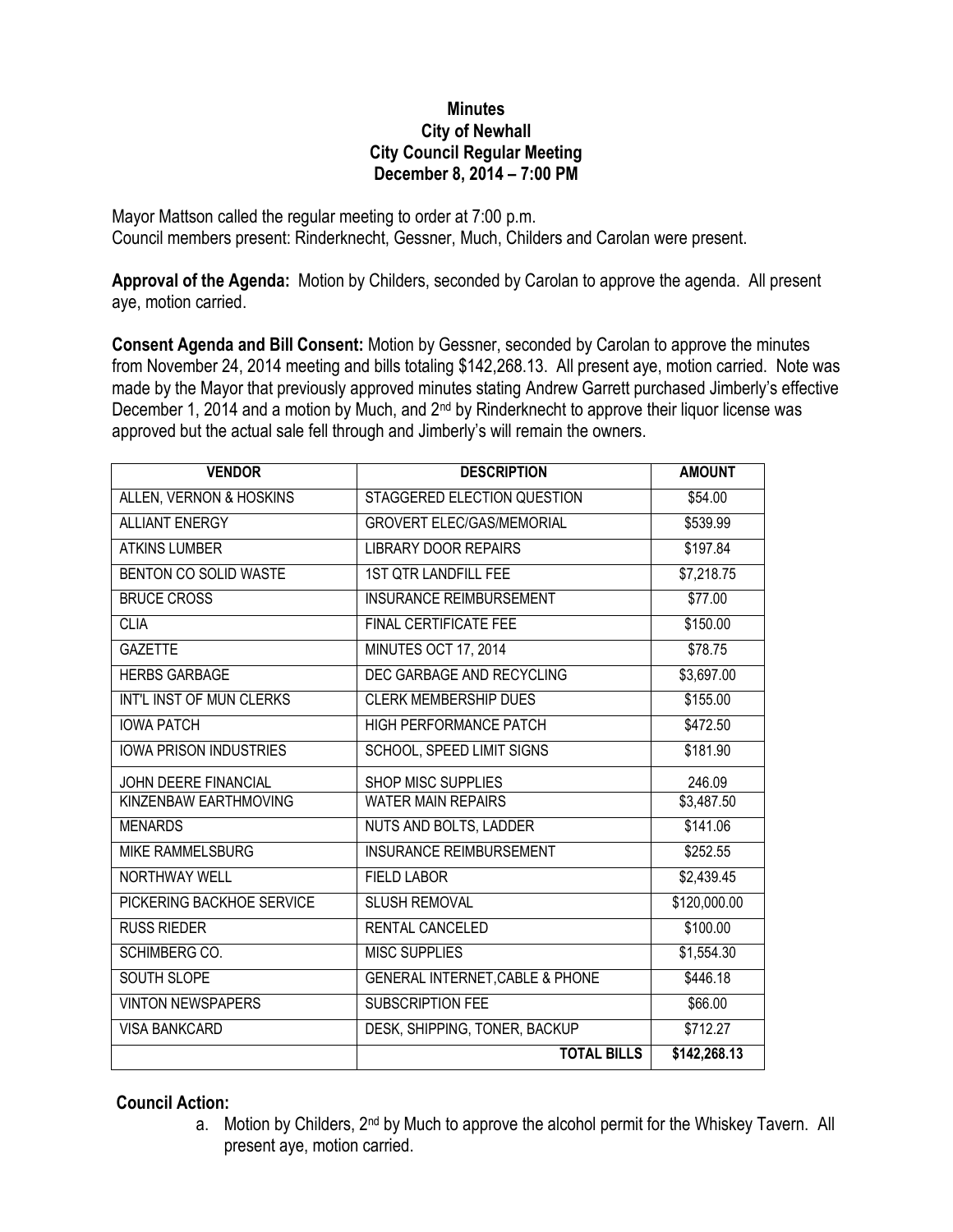**Minutes**
**City of Newhall**
**City Council Regular Meeting**
**December 8, 2014 – 7:00 PM**

Mayor Mattson called the regular meeting to order at 7:00 p.m.
Council members present: Rinderknecht, Gessner, Much, Childers and Carolan were present.

**Approval of the Agenda:** Motion by Childers, seconded by Carolan to approve the agenda. All present aye, motion carried.

**Consent Agenda and Bill Consent:** Motion by Gessner, seconded by Carolan to approve the minutes from November 24, 2014 meeting and bills totaling $142,268.13. All present aye, motion carried. Note was made by the Mayor that previously approved minutes stating Andrew Garrett purchased Jimberly's effective December 1, 2014 and a motion by Much, and 2nd by Rinderknecht to approve their liquor license was approved but the actual sale fell through and Jimberly's will remain the owners.

| VENDOR | DESCRIPTION | AMOUNT |
| --- | --- | --- |
| ALLEN, VERNON & HOSKINS | STAGGERED ELECTION QUESTION | $54.00 |
| ALLIANT ENERGY | GROVERT ELEC/GAS/MEMORIAL | $539.99 |
| ATKINS LUMBER | LIBRARY DOOR REPAIRS | $197.84 |
| BENTON CO SOLID WASTE | 1ST QTR LANDFILL FEE | $7,218.75 |
| BRUCE CROSS | INSURANCE REIMBURSEMENT | $77.00 |
| CLIA | FINAL CERTIFICATE FEE | $150.00 |
| GAZETTE | MINUTES OCT 17, 2014 | $78.75 |
| HERBS GARBAGE | DEC GARBAGE AND RECYCLING | $3,697.00 |
| INT'L INST OF MUN CLERKS | CLERK MEMBERSHIP DUES | $155.00 |
| IOWA PATCH | HIGH PERFORMANCE PATCH | $472.50 |
| IOWA PRISON INDUSTRIES | SCHOOL, SPEED LIMIT SIGNS | $181.90 |
| JOHN DEERE FINANCIAL | SHOP MISC SUPPLIES | 246.09 |
| KINZENBAW EARTHMOVING | WATER MAIN REPAIRS | $3,487.50 |
| MENARDS | NUTS AND BOLTS, LADDER | $141.06 |
| MIKE RAMMELSBURG | INSURANCE REIMBURSEMENT | $252.55 |
| NORTHWAY WELL | FIELD LABOR | $2,439.45 |
| PICKERING BACKHOE SERVICE | SLUSH REMOVAL | $120,000.00 |
| RUSS RIEDER | RENTAL CANCELED | $100.00 |
| SCHIMBERG CO. | MISC SUPPLIES | $1,554.30 |
| SOUTH SLOPE | GENERAL INTERNET,CABLE & PHONE | $446.18 |
| VINTON NEWSPAPERS | SUBSCRIPTION FEE | $66.00 |
| VISA BANKCARD | DESK, SHIPPING, TONER, BACKUP | $712.27 |
| | **TOTAL BILLS** | **$142,268.13** |

**Council Action:**

a. Motion by Childers, 2nd by Much to approve the alcohol permit for the Whiskey Tavern. All present aye, motion carried.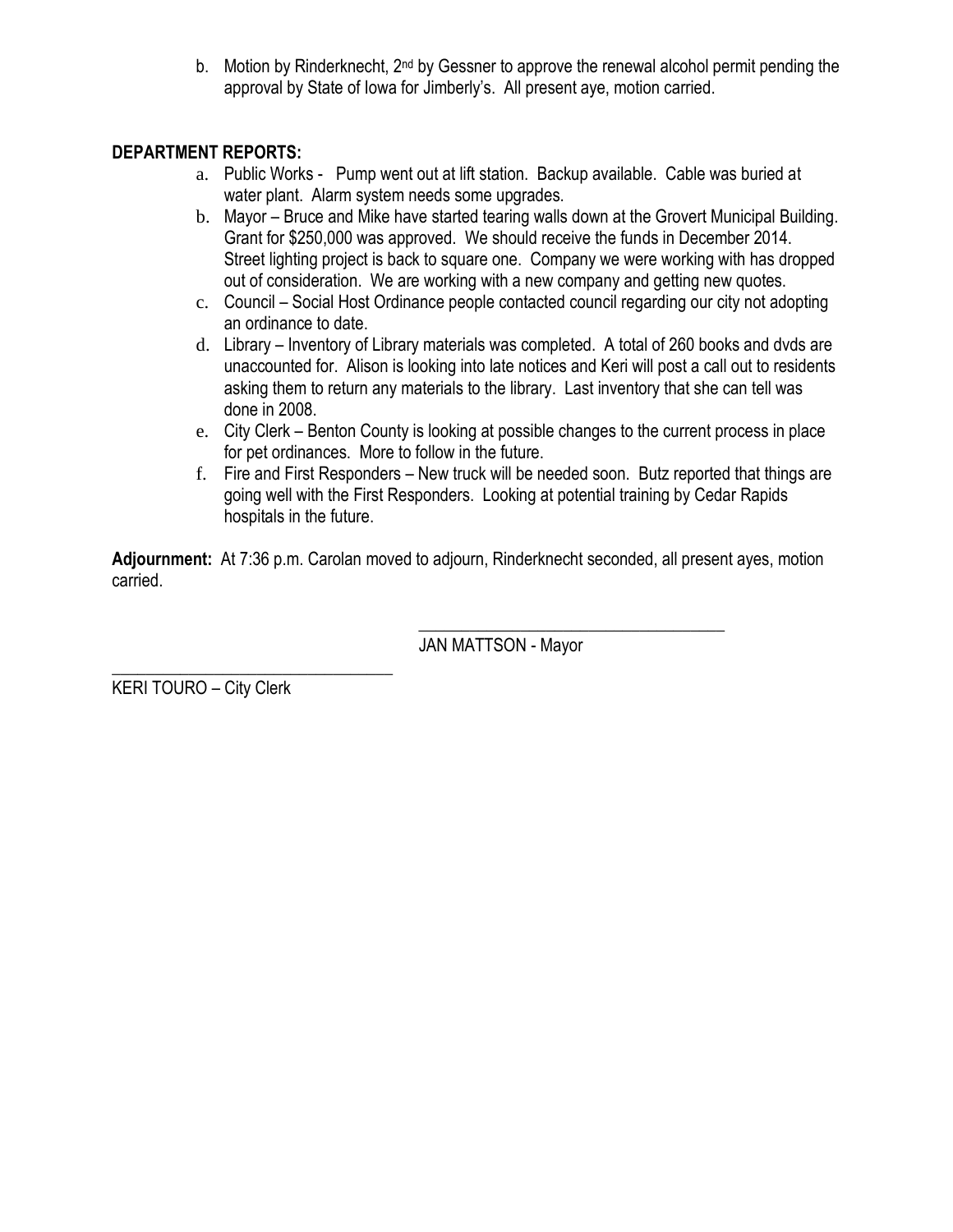b. Motion by Rinderknecht, 2nd by Gessner to approve the renewal alcohol permit pending the approval by State of Iowa for Jimberly's. All present aye, motion carried.

**DEPARTMENT REPORTS:**

a. Public Works - Pump went out at lift station. Backup available. Cable was buried at water plant. Alarm system needs some upgrades.

b. Mayor – Bruce and Mike have started tearing walls down at the Grovert Municipal Building. Grant for $250,000 was approved. We should receive the funds in December 2014. Street lighting project is back to square one. Company we were working with has dropped out of consideration. We are working with a new company and getting new quotes.

c. Council – Social Host Ordinance people contacted council regarding our city not adopting an ordinance to date.

d. Library – Inventory of Library materials was completed. A total of 260 books and dvds are unaccounted for. Alison is looking into late notices and Keri will post a call out to residents asking them to return any materials to the library. Last inventory that she can tell was done in 2008.

e. City Clerk – Benton County is looking at possible changes to the current process in place for pet ordinances. More to follow in the future.

f. Fire and First Responders – New truck will be needed soon. Butz reported that things are going well with the First Responders. Looking at potential training by Cedar Rapids hospitals in the future.

**Adjournment:** At 7:36 p.m. Carolan moved to adjourn, Rinderknecht seconded, all present ayes, motion carried.

\_\_\_\_\_\_\_\_\_\_\_\_\_\_\_\_\_\_\_\_\_\_\_\_\_\_\_\_\_\_\_\_\_\_\_\_

JAN MATTSON - Mayor

\_\_\_\_\_\_\_\_\_\_\_\_\_\_\_\_\_\_\_\_\_\_\_\_\_\_\_\_\_\_\_\_\_\_\_\_

KERI TOURO – City Clerk